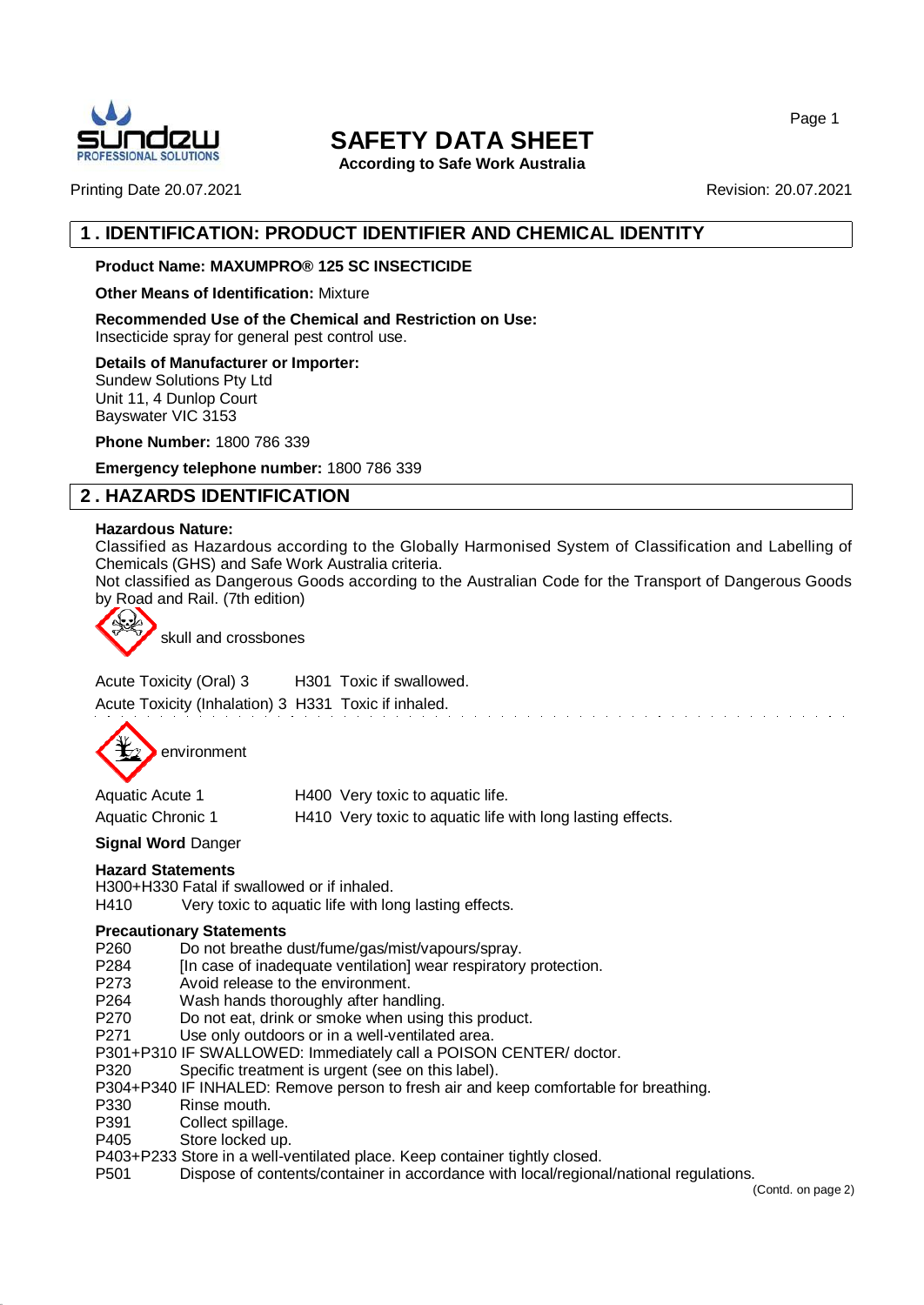# SAFETY DATA SHEET

**According to Safe Work Australia**

Printing Date 20.07.2021

Revision: 20.07.2021

## 1 . IDENTIFICATION: PRODUCT IDENTIFIER AND CHEMICAL IDENTITY

**Product Name: MAXUMPRO® 125 SC INSECTICIDE**

**Other Means of Identification:** Mixture

**Recommended Use of the Chemical and Restriction on Use:**
Insecticide spray for general pest control use.

**Details of Manufacturer or Importer:**
Sundew Solutions Pty Ltd
Unit 11, 4 Dunlop Court
Bayswater VIC 3153

**Phone Number:** 1800 786 339

**Emergency telephone number:** 1800 786 339

## 2 . HAZARDS IDENTIFICATION

**Hazardous Nature:**
Classified as Hazardous according to the Globally Harmonised System of Classification and Labelling of Chemicals (GHS) and Safe Work Australia criteria.
Not classified as Dangerous Goods according to the Australian Code for the Transport of Dangerous Goods by Road and Rail. (7th edition)

skull and crossbones

| | | |
|---|---|---|
| Acute Toxicity (Oral) 3 | H301 | Toxic if swallowed. |
| Acute Toxicity (Inhalation) 3 | H331 | Toxic if inhaled. |

environment

| | | |
|---|---|---|
| Aquatic Acute 1 | H400 | Very toxic to aquatic life. |
| Aquatic Chronic 1 | H410 | Very toxic to aquatic life with long lasting effects. |

**Signal Word** Danger

**Hazard Statements**
H300+H330 Fatal if swallowed or if inhaled.
H410 Very toxic to aquatic life with long lasting effects.

**Precautionary Statements**
P260 Do not breathe dust/fume/gas/mist/vapours/spray.
P284 [In case of inadequate ventilation] wear respiratory protection.
P273 Avoid release to the environment.
P264 Wash hands thoroughly after handling.
P270 Do not eat, drink or smoke when using this product.
P271 Use only outdoors or in a well-ventilated area.
P301+P310 IF SWALLOWED: Immediately call a POISON CENTER/ doctor.
P320 Specific treatment is urgent (see on this label).
P304+P340 IF INHALED: Remove person to fresh air and keep comfortable for breathing.
P330 Rinse mouth.
P391 Collect spillage.
P405 Store locked up.
P403+P233 Store in a well-ventilated place. Keep container tightly closed.
P501 Dispose of contents/container in accordance with local/regional/national regulations.

(Contd. on page 2)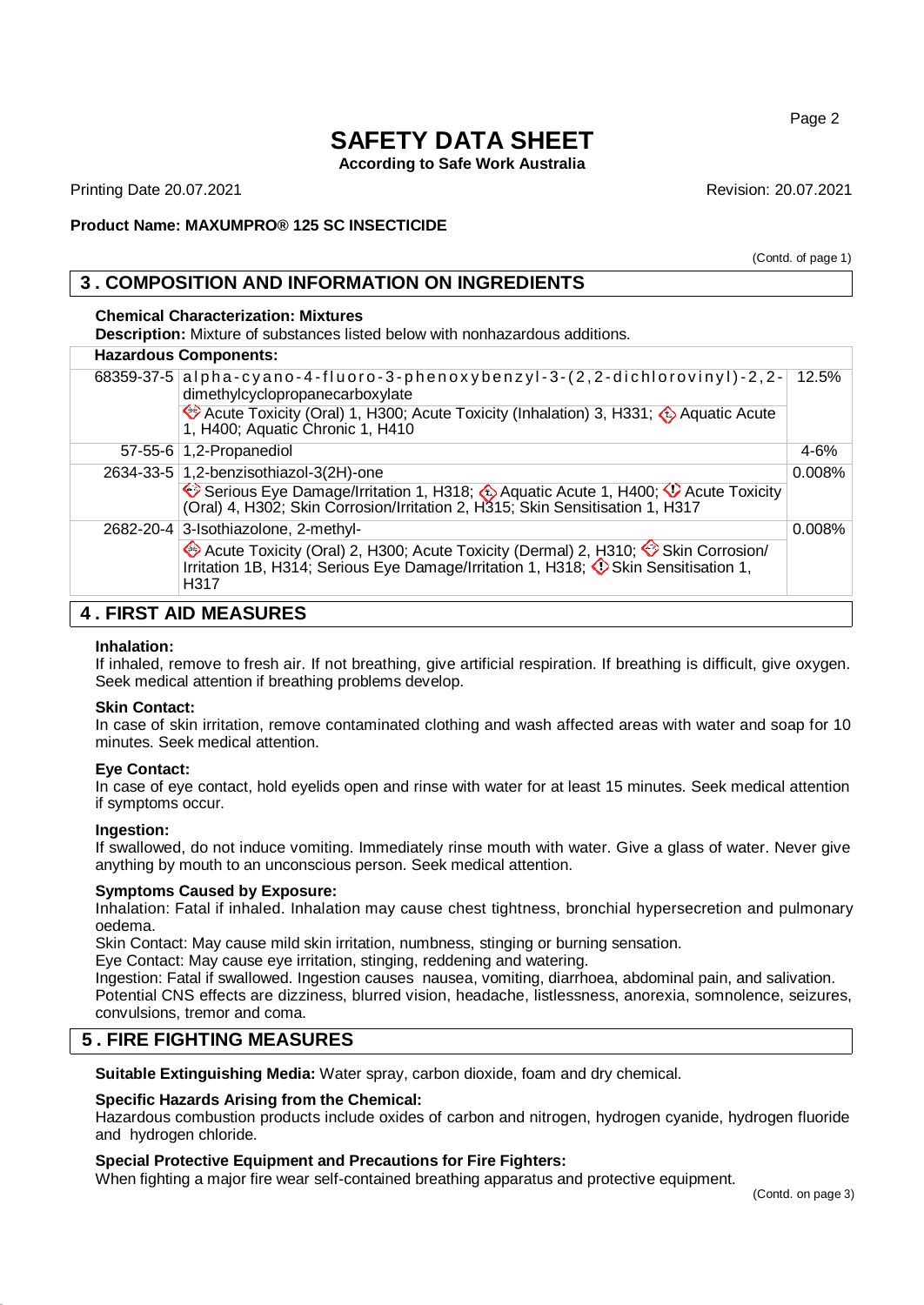# SAFETY DATA SHEET

**According to Safe Work Australia**

Printing Date 20.07.2021 Revision: 20.07.2021

**Product Name: MAXUMPRO® 125 SC INSECTICIDE**

(Contd. of page 1)

## 3 . COMPOSITION AND INFORMATION ON INGREDIENTS

**Chemical Characterization: Mixtures**

**Description:** Mixture of substances listed below with nonhazardous additions.

| Hazardous Components: | | |
|---|---|---|
| 68359-37-5 | alpha-cyano-4-fluoro-3-phenoxybenzyl-3-(2,2-dichlorovinyl)-2,2-dimethylcyclopropanecarboxylate<br>Acute Toxicity (Oral) 1, H300; Acute Toxicity (Inhalation) 3, H331; Aquatic Acute 1, H400; Aquatic Chronic 1, H410 | 12.5% |
| 57-55-6 | 1,2-Propanediol | 4-6% |
| 2634-33-5 | 1,2-benzisothiazol-3(2H)-one<br>Serious Eye Damage/Irritation 1, H318; Aquatic Acute 1, H400; Acute Toxicity (Oral) 4, H302; Skin Corrosion/Irritation 2, H315; Skin Sensitisation 1, H317 | 0.008% |
| 2682-20-4 | 3-Isothiazolone, 2-methyl-<br>Acute Toxicity (Oral) 2, H300; Acute Toxicity (Dermal) 2, H310; Skin Corrosion/ Irritation 1B, H314; Serious Eye Damage/Irritation 1, H318; Skin Sensitisation 1, H317 | 0.008% |

## 4 . FIRST AID MEASURES

**Inhalation:**
If inhaled, remove to fresh air. If not breathing, give artificial respiration. If breathing is difficult, give oxygen. Seek medical attention if breathing problems develop.

**Skin Contact:**
In case of skin irritation, remove contaminated clothing and wash affected areas with water and soap for 10 minutes. Seek medical attention.

**Eye Contact:**
In case of eye contact, hold eyelids open and rinse with water for at least 15 minutes. Seek medical attention if symptoms occur.

**Ingestion:**
If swallowed, do not induce vomiting. Immediately rinse mouth with water. Give a glass of water. Never give anything by mouth to an unconscious person. Seek medical attention.

**Symptoms Caused by Exposure:**
Inhalation: Fatal if inhaled. Inhalation may cause chest tightness, bronchial hypersecretion and pulmonary oedema.
Skin Contact: May cause mild skin irritation, numbness, stinging or burning sensation.
Eye Contact: May cause eye irritation, stinging, reddening and watering.
Ingestion: Fatal if swallowed. Ingestion causes nausea, vomiting, diarrhoea, abdominal pain, and salivation. Potential CNS effects are dizziness, blurred vision, headache, listlessness, anorexia, somnolence, seizures, convulsions, tremor and coma.

## 5 . FIRE FIGHTING MEASURES

**Suitable Extinguishing Media:** Water spray, carbon dioxide, foam and dry chemical.

**Specific Hazards Arising from the Chemical:**
Hazardous combustion products include oxides of carbon and nitrogen, hydrogen cyanide, hydrogen fluoride and hydrogen chloride.

**Special Protective Equipment and Precautions for Fire Fighters:**
When fighting a major fire wear self-contained breathing apparatus and protective equipment.

(Contd. on page 3)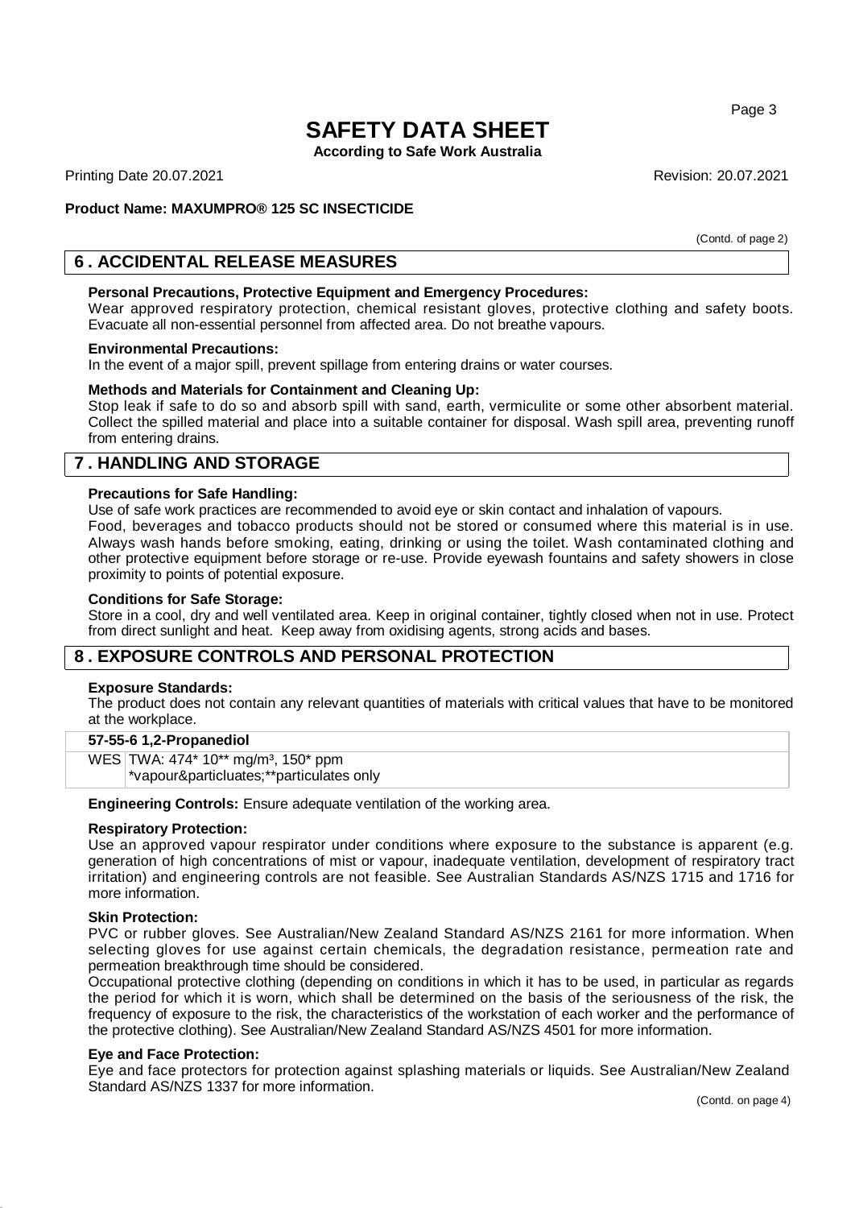**Product Name: MAXUMPRO® 125 SC INSECTICIDE**

(Contd. of page 2)

## 6 . ACCIDENTAL RELEASE MEASURES

**Personal Precautions, Protective Equipment and Emergency Procedures:**
Wear approved respiratory protection, chemical resistant gloves, protective clothing and safety boots. Evacuate all non-essential personnel from affected area. Do not breathe vapours.

**Environmental Precautions:**
In the event of a major spill, prevent spillage from entering drains or water courses.

**Methods and Materials for Containment and Cleaning Up:**
Stop leak if safe to do so and absorb spill with sand, earth, vermiculite or some other absorbent material. Collect the spilled material and place into a suitable container for disposal. Wash spill area, preventing runoff from entering drains.

## 7 . HANDLING AND STORAGE

**Precautions for Safe Handling:**
Use of safe work practices are recommended to avoid eye or skin contact and inhalation of vapours.
Food, beverages and tobacco products should not be stored or consumed where this material is in use. Always wash hands before smoking, eating, drinking or using the toilet. Wash contaminated clothing and other protective equipment before storage or re-use. Provide eyewash fountains and safety showers in close proximity to points of potential exposure.

**Conditions for Safe Storage:**
Store in a cool, dry and well ventilated area. Keep in original container, tightly closed when not in use. Protect from direct sunlight and heat. Keep away from oxidising agents, strong acids and bases.

## 8 . EXPOSURE CONTROLS AND PERSONAL PROTECTION

**Exposure Standards:**
The product does not contain any relevant quantities of materials with critical values that have to be monitored at the workplace.

| **57-55-6 1,2-Propanediol** | |
|---|---|
| WES | TWA: 474* 10** mg/m³, 150* ppm<br>*vapour&particluates;**particulates only |

**Engineering Controls:** Ensure adequate ventilation of the working area.

**Respiratory Protection:**
Use an approved vapour respirator under conditions where exposure to the substance is apparent (e.g. generation of high concentrations of mist or vapour, inadequate ventilation, development of respiratory tract irritation) and engineering controls are not feasible. See Australian Standards AS/NZS 1715 and 1716 for more information.

**Skin Protection:**
PVC or rubber gloves. See Australian/New Zealand Standard AS/NZS 2161 for more information. When selecting gloves for use against certain chemicals, the degradation resistance, permeation rate and permeation breakthrough time should be considered.
Occupational protective clothing (depending on conditions in which it has to be used, in particular as regards the period for which it is worn, which shall be determined on the basis of the seriousness of the risk, the frequency of exposure to the risk, the characteristics of the workstation of each worker and the performance of the protective clothing). See Australian/New Zealand Standard AS/NZS 4501 for more information.

**Eye and Face Protection:**
Eye and face protectors for protection against splashing materials or liquids. See Australian/New Zealand Standard AS/NZS 1337 for more information.

(Contd. on page 4)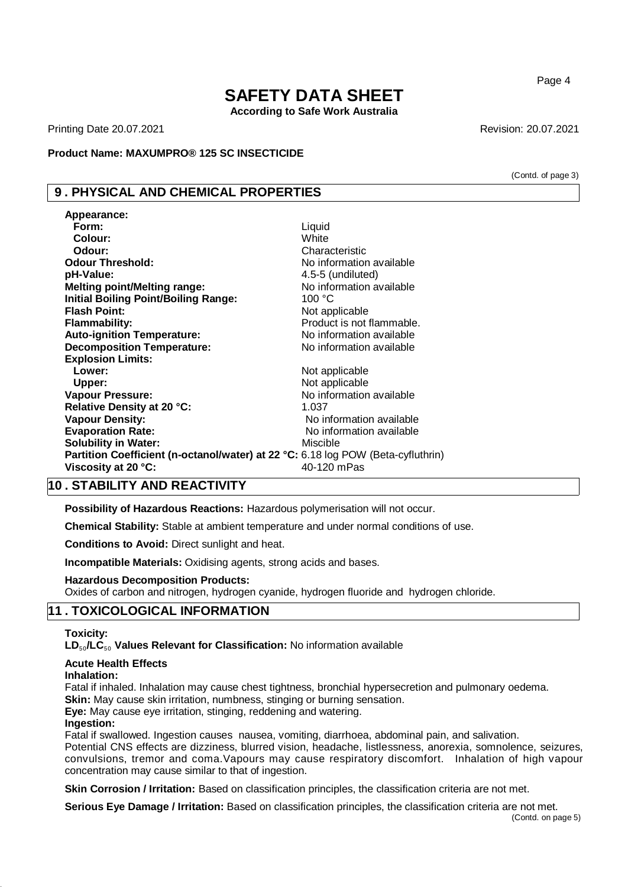# SAFETY DATA SHEET

**According to Safe Work Australia**

Printing Date 20.07.2021 Revision: 20.07.2021

**Product Name: MAXUMPRO® 125 SC INSECTICIDE**

(Contd. of page 3)

## 9 . PHYSICAL AND CHEMICAL PROPERTIES

| | |
|---|---|
| **Appearance:** | |
| **Form:** | Liquid |
| **Colour:** | White |
| **Odour:** | Characteristic |
| **Odour Threshold:** | No information available |
| **pH-Value:** | 4.5-5 (undiluted) |
| **Melting point/Melting range:** | No information available |
| **Initial Boiling Point/Boiling Range:** | 100 °C |
| **Flash Point:** | Not applicable |
| **Flammability:** | Product is not flammable. |
| **Auto-ignition Temperature:** | No information available |
| **Decomposition Temperature:** | No information available |
| **Explosion Limits:** | |
| **Lower:** | Not applicable |
| **Upper:** | Not applicable |
| **Vapour Pressure:** | No information available |
| **Relative Density at 20 °C:** | 1.037 |
| **Vapour Density:** | No information available |
| **Evaporation Rate:** | No information available |
| **Solubility in Water:** | Miscible |
| **Partition Coefficient (n-octanol/water) at 22 °C:** | 6.18 log POW (Beta-cyfluthrin) |
| **Viscosity at 20 °C:** | 40-120 mPas |

## 10 . STABILITY AND REACTIVITY

**Possibility of Hazardous Reactions:** Hazardous polymerisation will not occur.

**Chemical Stability:** Stable at ambient temperature and under normal conditions of use.

**Conditions to Avoid:** Direct sunlight and heat.

**Incompatible Materials:** Oxidising agents, strong acids and bases.

**Hazardous Decomposition Products:**
Oxides of carbon and nitrogen, hydrogen cyanide, hydrogen fluoride and hydrogen chloride.

## 11 . TOXICOLOGICAL INFORMATION

**Toxicity:**
**$LD_{50}$/$LC_{50}$ Values Relevant for Classification:** No information available

**Acute Health Effects**
**Inhalation:**
Fatal if inhaled. Inhalation may cause chest tightness, bronchial hypersecretion and pulmonary oedema.
**Skin:** May cause skin irritation, numbness, stinging or burning sensation.
**Eye:** May cause eye irritation, stinging, reddening and watering.
**Ingestion:**
Fatal if swallowed. Ingestion causes nausea, vomiting, diarrhoea, abdominal pain, and salivation.
Potential CNS effects are dizziness, blurred vision, headache, listlessness, anorexia, somnolence, seizures, convulsions, tremor and coma.Vapours may cause respiratory discomfort. Inhalation of high vapour concentration may cause similar to that of ingestion.

**Skin Corrosion / Irritation:** Based on classification principles, the classification criteria are not met.

**Serious Eye Damage / Irritation:** Based on classification principles, the classification criteria are not met.

(Contd. on page 5)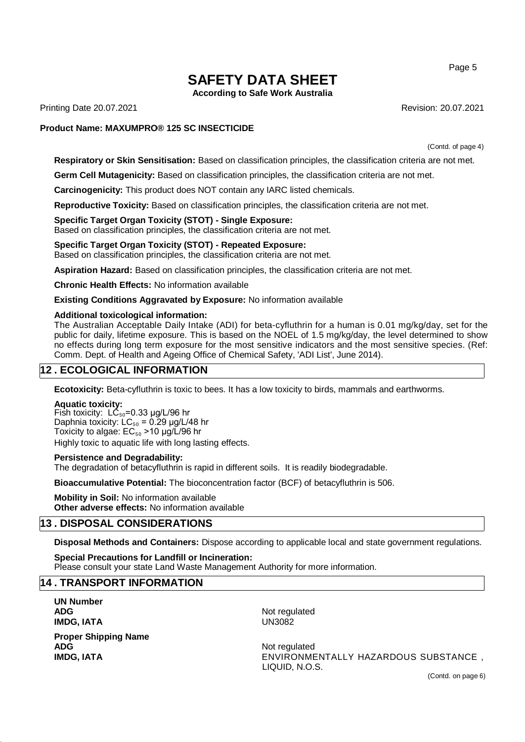(Contd. of page 4)

**Respiratory or Skin Sensitisation:** Based on classification principles, the classification criteria are not met.

**Germ Cell Mutagenicity:** Based on classification principles, the classification criteria are not met.

**Carcinogenicity:** This product does NOT contain any IARC listed chemicals.

**Reproductive Toxicity:** Based on classification principles, the classification criteria are not met.

**Specific Target Organ Toxicity (STOT) - Single Exposure:**
Based on classification principles, the classification criteria are not met.

**Specific Target Organ Toxicity (STOT) - Repeated Exposure:**
Based on classification principles, the classification criteria are not met.

**Aspiration Hazard:** Based on classification principles, the classification criteria are not met.

**Chronic Health Effects:** No information available

**Existing Conditions Aggravated by Exposure:** No information available

**Additional toxicological information:**
The Australian Acceptable Daily Intake (ADI) for beta-cyfluthrin for a human is 0.01 mg/kg/day, set for the public for daily, lifetime exposure. This is based on the NOEL of 1.5 mg/kg/day, the level determined to show no effects during long term exposure for the most sensitive indicators and the most sensitive species. (Ref: Comm. Dept. of Health and Ageing Office of Chemical Safety, 'ADI List', June 2014).

## 12 . ECOLOGICAL INFORMATION

**Ecotoxicity:** Beta-cyfluthrin is toxic to bees. It has a low toxicity to birds, mammals and earthworms.

**Aquatic toxicity:**
Fish toxicity: $LC_{50}$=0.33 µg/L/96 hr
Daphnia toxicity: $LC_{50}$ = 0.29 µg/L/48 hr
Toxicity to algae: $EC_{50}$ >10 µg/L/96 hr
Highly toxic to aquatic life with long lasting effects.

**Persistence and Degradability:**
The degradation of betacyfluthrin is rapid in different soils. It is readily biodegradable.

**Bioaccumulative Potential:** The bioconcentration factor (BCF) of betacyfluthrin is 506.

**Mobility in Soil:** No information available
**Other adverse effects:** No information available

## 13 . DISPOSAL CONSIDERATIONS

**Disposal Methods and Containers:** Dispose according to applicable local and state government regulations.

**Special Precautions for Landfill or Incineration:**
Please consult your state Land Waste Management Authority for more information.

## 14 . TRANSPORT INFORMATION

**UN Number**

| | |
|---|---|
| **ADG** | Not regulated |
| **IMDG, IATA** | UN3082 |

**Proper Shipping Name**

| | |
|---|---|
| **ADG** | Not regulated |
| **IMDG, IATA** | ENVIRONMENTALLY HAZARDOUS SUBSTANCE , LIQUID, N.O.S. |

(Contd. on page 6)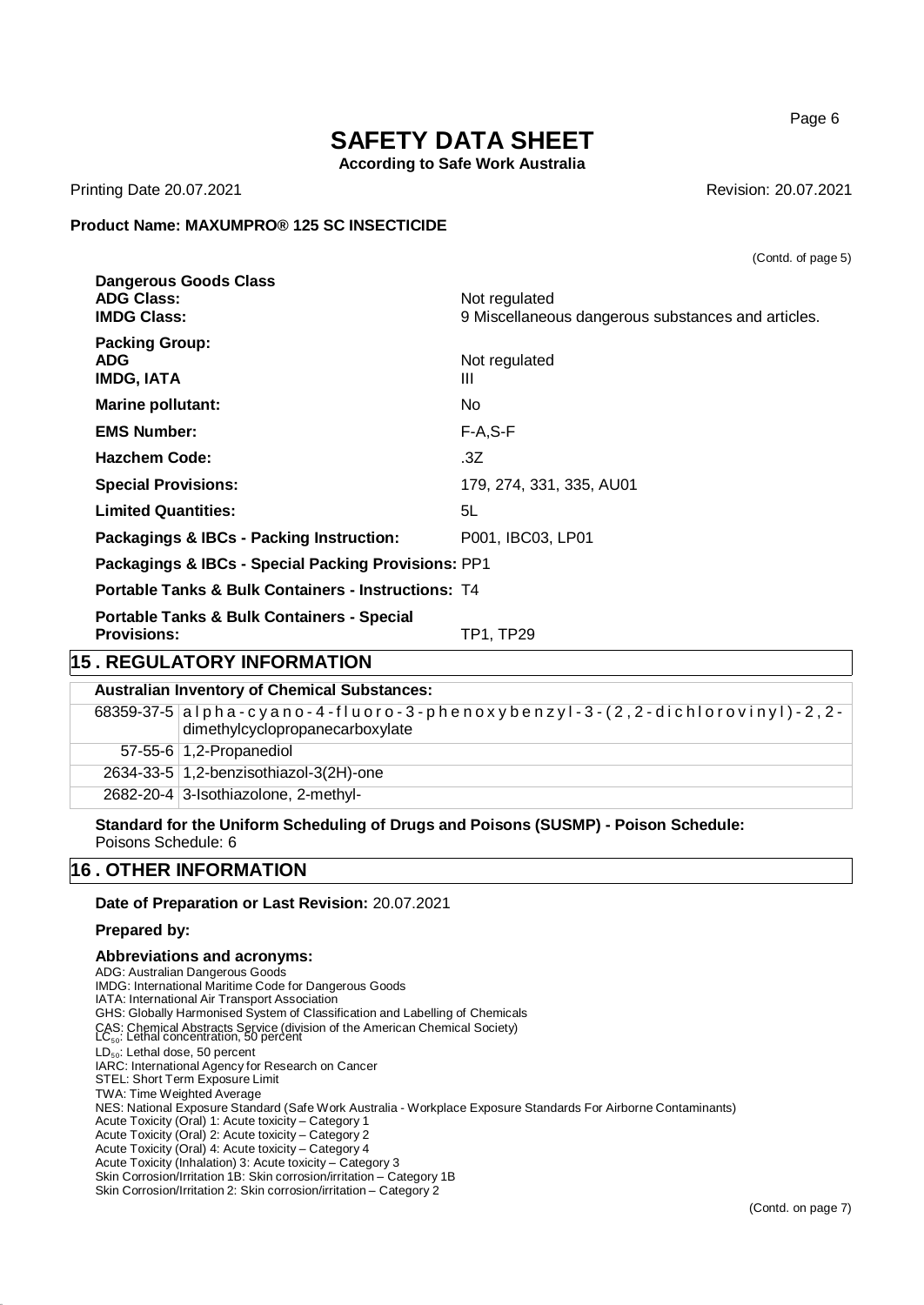(Contd. of page 5)

**Dangerous Goods Class**

| | |
|---|---|
| **ADG Class:** | Not regulated |
| **IMDG Class:** | 9 Miscellaneous dangerous substances and articles. |

**Packing Group:**

| | |
|---|---|
| **ADG** | Not regulated |
| **IMDG, IATA** | III |
| **Marine pollutant:** | No |
| **EMS Number:** | F-A,S-F |
| **Hazchem Code:** | .3Z |
| **Special Provisions:** | 179, 274, 331, 335, AU01 |
| **Limited Quantities:** | 5L |
| **Packagings & IBCs - Packing Instruction:** | P001, IBC03, LP01 |
| **Packagings & IBCs - Special Packing Provisions:** | PP1 |
| **Portable Tanks & Bulk Containers - Instructions:** | T4 |
| **Portable Tanks & Bulk Containers - Special Provisions:** | TP1, TP29 |

## 15 . REGULATORY INFORMATION

**Australian Inventory of Chemical Substances:**

| | |
|---|---|
| 68359-37-5 | alpha-cyano-4-fluoro-3-phenoxybenzyl-3-(2,2-dichlorovinyl)-2,2-dimethylcyclopropanecarboxylate |
| 57-55-6 | 1,2-Propanediol |
| 2634-33-5 | 1,2-benzisothiazol-3(2H)-one |
| 2682-20-4 | 3-Isothiazolone, 2-methyl- |

**Standard for the Uniform Scheduling of Drugs and Poisons (SUSMP) - Poison Schedule:**
Poisons Schedule: 6

## 16 . OTHER INFORMATION

**Date of Preparation or Last Revision:** 20.07.2021

**Prepared by:**

**Abbreviations and acronyms:**
ADG: Australian Dangerous Goods
IMDG: International Maritime Code for Dangerous Goods
IATA: International Air Transport Association
GHS: Globally Harmonised System of Classification and Labelling of Chemicals
CAS: Chemical Abstracts Service (division of the American Chemical Society)
$LC_{50}$: Lethal concentration, 50 percent
$LD_{50}$: Lethal dose, 50 percent
IARC: International Agency for Research on Cancer
STEL: Short Term Exposure Limit
TWA: Time Weighted Average
NES: National Exposure Standard (Safe Work Australia - Workplace Exposure Standards For Airborne Contaminants)
Acute Toxicity (Oral) 1: Acute toxicity – Category 1
Acute Toxicity (Oral) 2: Acute toxicity – Category 2
Acute Toxicity (Oral) 4: Acute toxicity – Category 4
Acute Toxicity (Inhalation) 3: Acute toxicity – Category 3
Skin Corrosion/Irritation 1B: Skin corrosion/irritation – Category 1B
Skin Corrosion/Irritation 2: Skin corrosion/irritation – Category 2

(Contd. on page 7)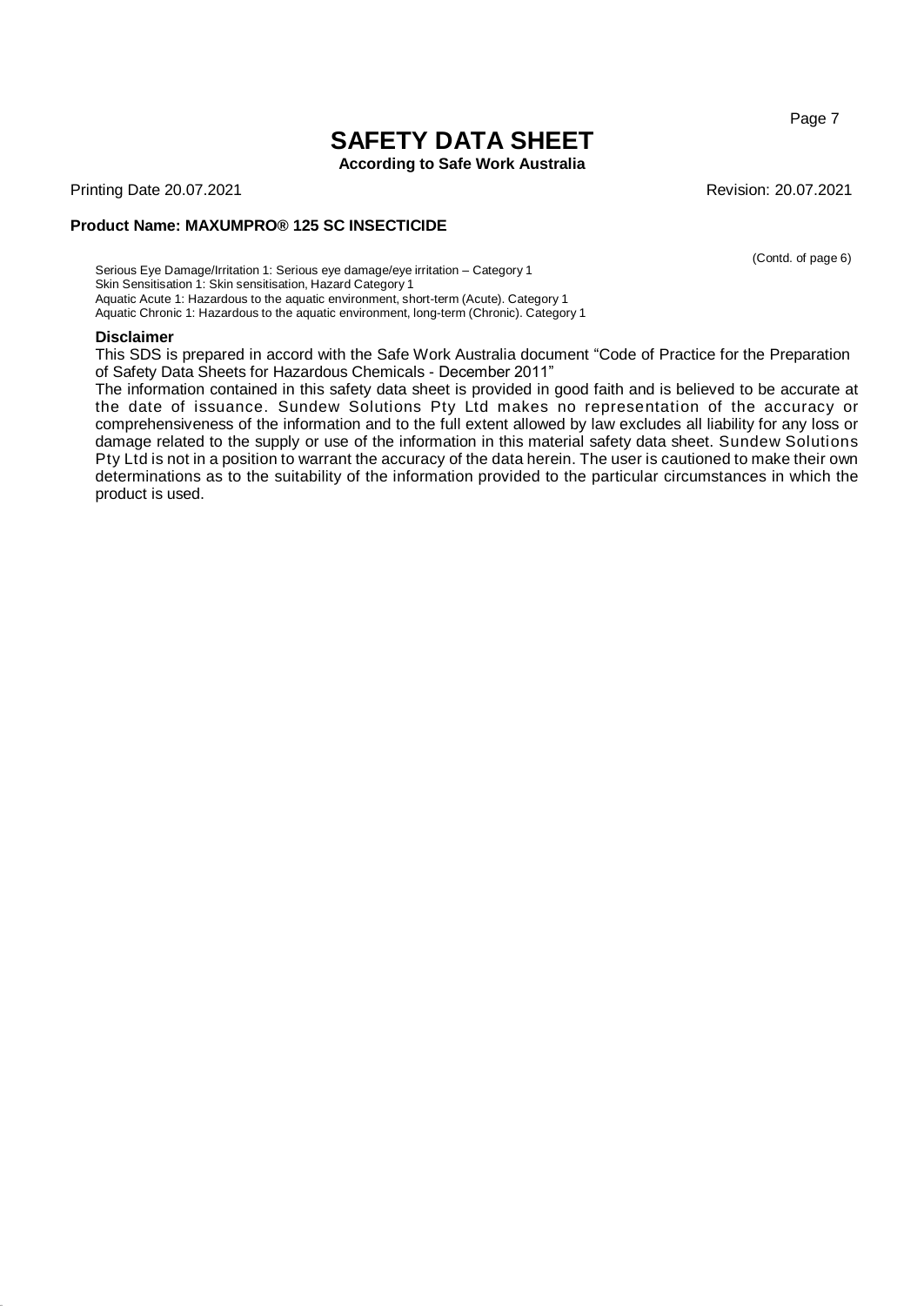Serious Eye Damage/Irritation 1: Serious eye damage/eye irritation – Category 1
Skin Sensitisation 1: Skin sensitisation, Hazard Category 1
Aquatic Acute 1: Hazardous to the aquatic environment, short-term (Acute). Category 1
Aquatic Chronic 1: Hazardous to the aquatic environment, long-term (Chronic). Category 1

**Disclaimer**

This SDS is prepared in accord with the Safe Work Australia document "Code of Practice for the Preparation of Safety Data Sheets for Hazardous Chemicals - December 2011"

The information contained in this safety data sheet is provided in good faith and is believed to be accurate at the date of issuance. Sundew Solutions Pty Ltd makes no representation of the accuracy or comprehensiveness of the information and to the full extent allowed by law excludes all liability for any loss or damage related to the supply or use of the information in this material safety data sheet. Sundew Solutions Pty Ltd is not in a position to warrant the accuracy of the data herein. The user is cautioned to make their own determinations as to the suitability of the information provided to the particular circumstances in which the product is used.